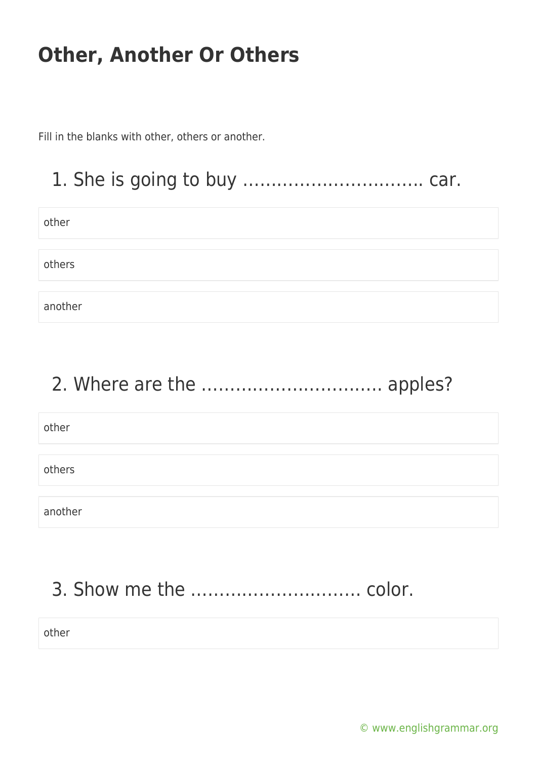# Other, Another Or Others

Fill in the blanks with other, others or another.

## 1. She is going to buy ………………………….. car.

- other
- others
- another

## 2. Where are the ………………………….. apples?

- other
- others
- another

## 3. Show me the ……………………….. color.

- other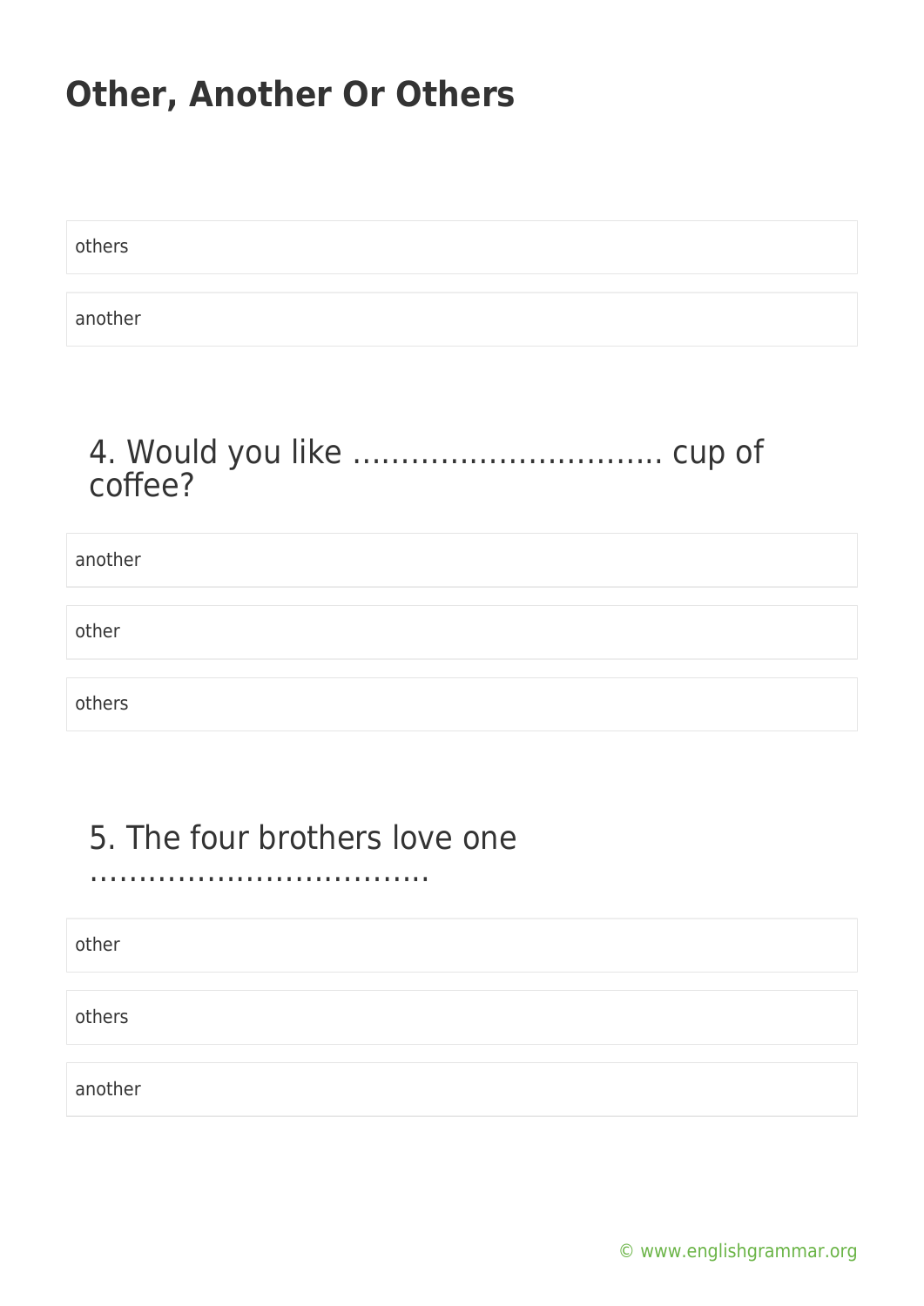others

another

4. Would you like ………………………….. cup of coffee?

another

other

others

5. The four brothers love one ……………………………..

other

others

another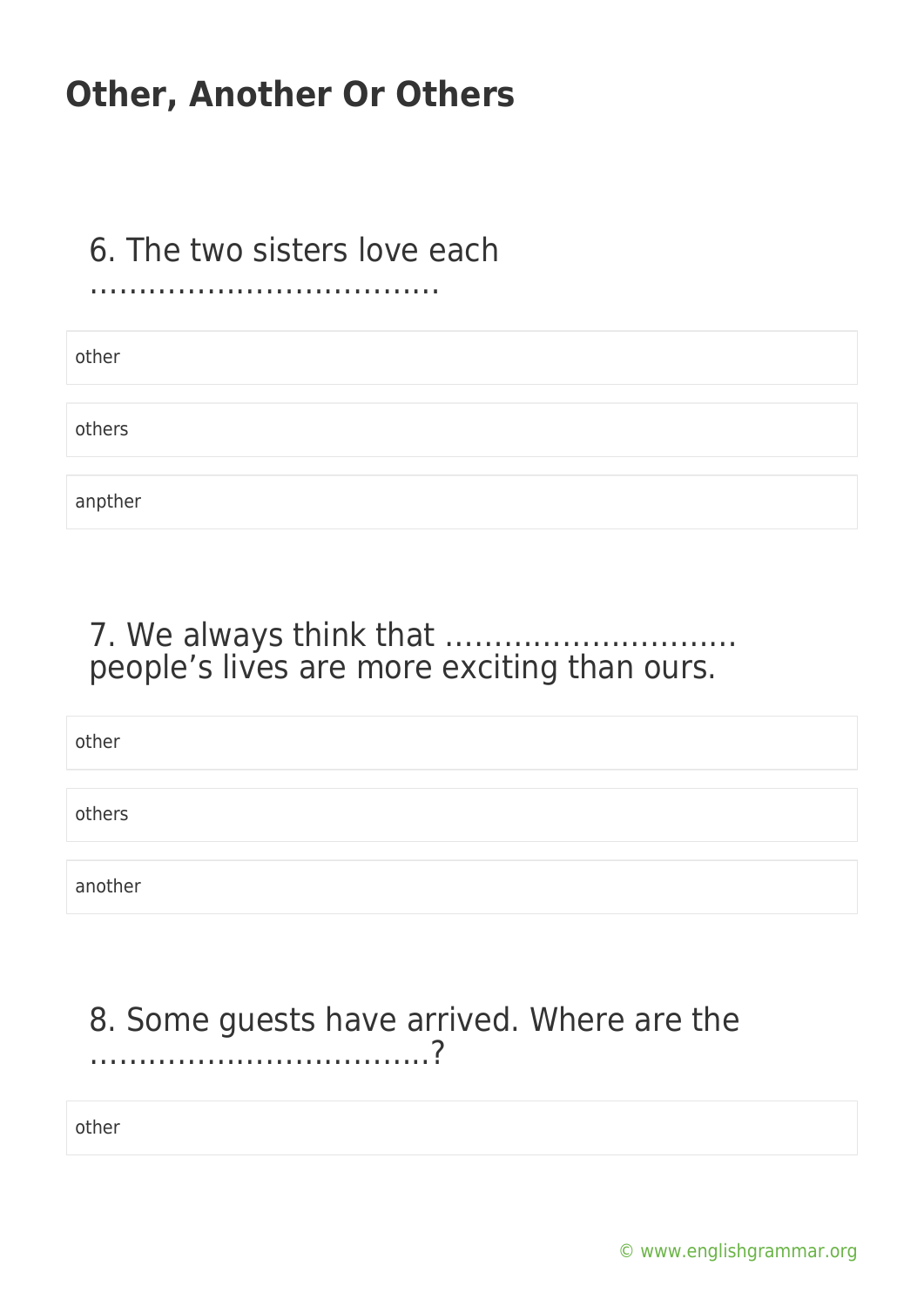# Other, Another Or Others

6. The two sisters love each ………………………………

- other
- others
- anpther

7. We always think that ……………………….. people's lives are more exciting than ours.

- other
- others
- another

8. Some guests have arrived. Where are the ………………………………?

- other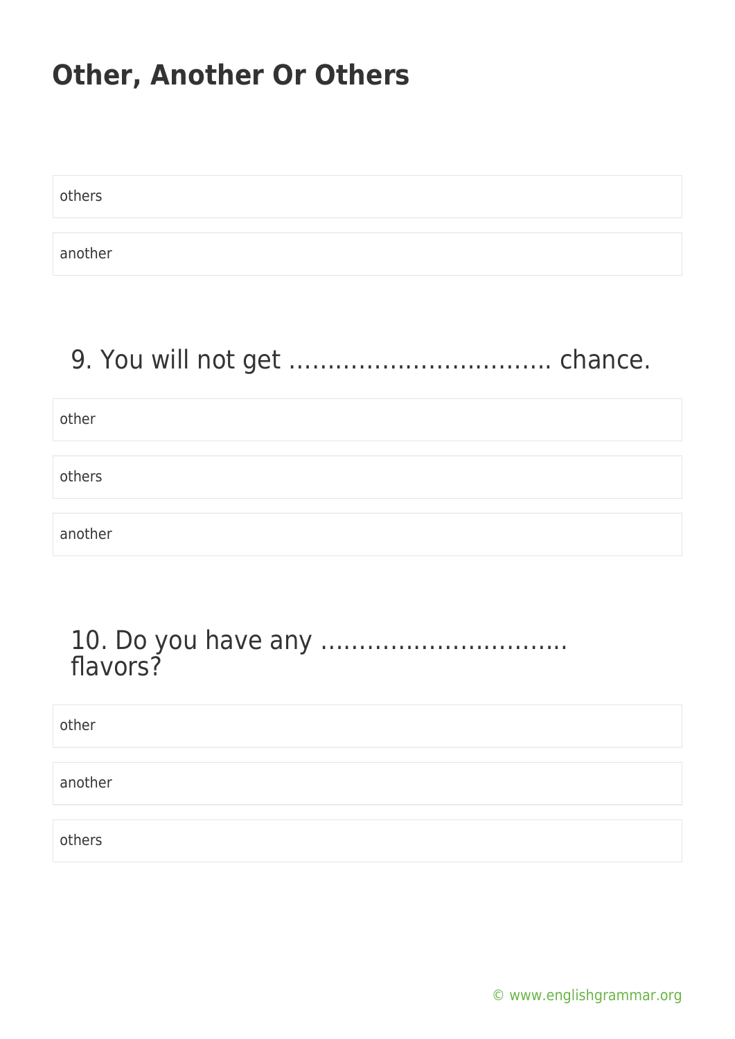# Other, Another Or Others

others

another

9. You will not get …………………………….. chance.

other

others

another

10. Do you have any ………………………….. flavors?

other

another

others

© www.englishgrammar.org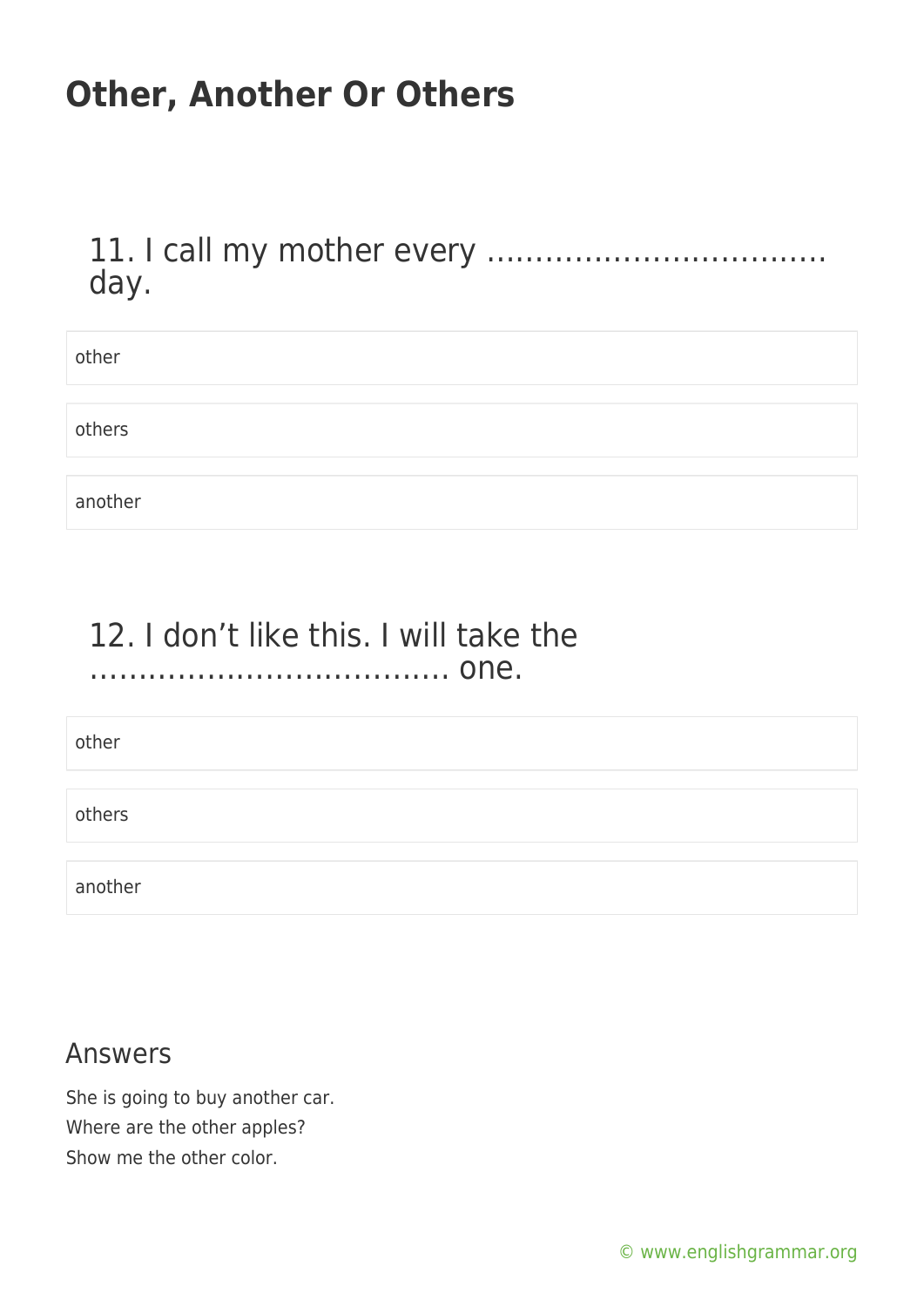# Other, Another Or Others

## 11. I call my mother every ................................... day.

other

others

another

## 12. I don't like this. I will take the ..................................... one.

other

others

another

## Answers

She is going to buy another car.
Where are the other apples?
Show me the other color.

© www.englishgrammar.org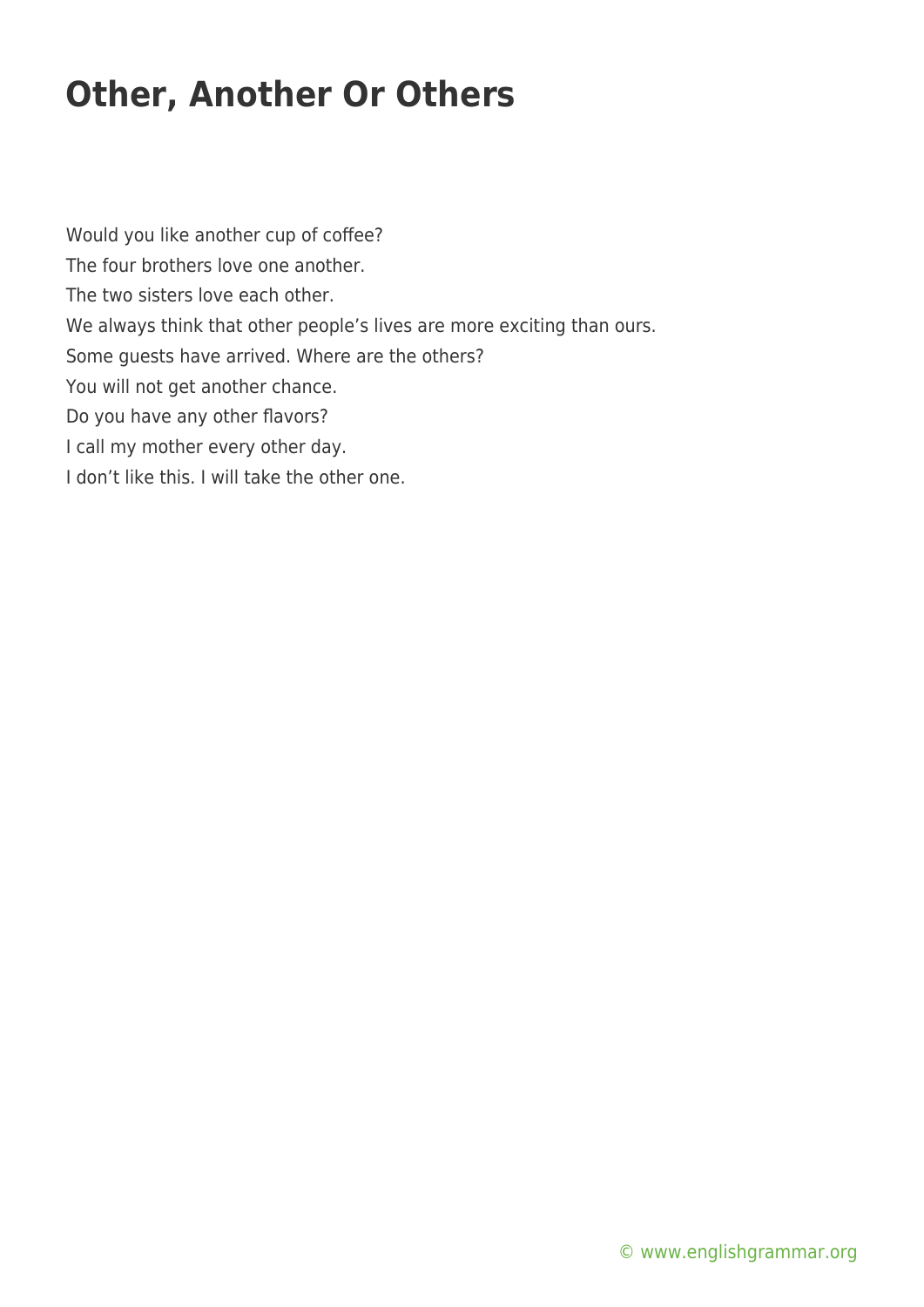# Other, Another Or Others

Would you like another cup of coffee?

The four brothers love one another.

The two sisters love each other.

We always think that other people's lives are more exciting than ours.

Some guests have arrived. Where are the others?

You will not get another chance.

Do you have any other flavors?

I call my mother every other day.

I don't like this. I will take the other one.